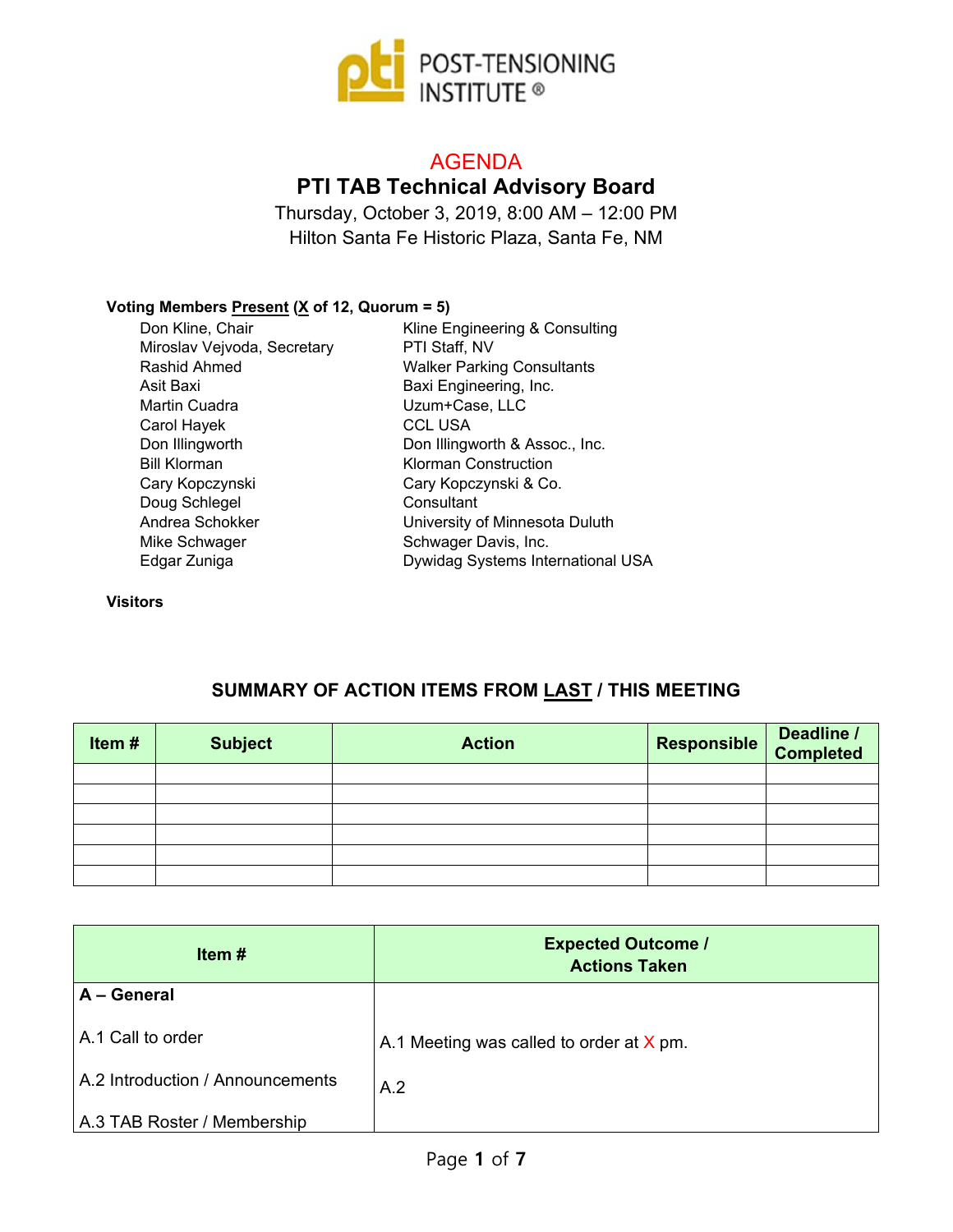POST-TENSIONING INSTITUTE ®

# AGENDA

## PTI TAB Technical Advisory Board

Thursday, October 3, 2019, 8:00 AM – 12:00 PM
Hilton Santa Fe Historic Plaza, Santa Fe, NM

**Voting Members Present (X of 12, Quorum = 5)**

| | |
|---|---|
| Don Kline, Chair | Kline Engineering & Consulting |
| Miroslav Vejvoda, Secretary | PTI Staff, NV |
| Rashid Ahmed | Walker Parking Consultants |
| Asit Baxi | Baxi Engineering, Inc. |
| Martin Cuadra | Uzum+Case, LLC |
| Carol Hayek | CCL USA |
| Don Illingworth | Don Illingworth & Assoc., Inc. |
| Bill Klorman | Klorman Construction |
| Cary Kopczynski | Cary Kopczynski & Co. |
| Doug Schlegel | Consultant |
| Andrea Schokker | University of Minnesota Duluth |
| Mike Schwager | Schwager Davis, Inc. |
| Edgar Zuniga | Dywidag Systems International USA |

**Visitors**

### SUMMARY OF ACTION ITEMS FROM LAST / THIS MEETING

| Item # | Subject | Action | Responsible | Deadline / Completed |
|---|---|---|---|---|
| | | | | |
| | | | | |
| | | | | |
| | | | | |
| | | | | |
| | | | | |

| Item # | Expected Outcome / Actions Taken |
|---|---|
| **A – General** | |
| A.1 Call to order | A.1 Meeting was called to order at X pm. |
| A.2 Introduction / Announcements | A.2 |
| A.3 TAB Roster / Membership | |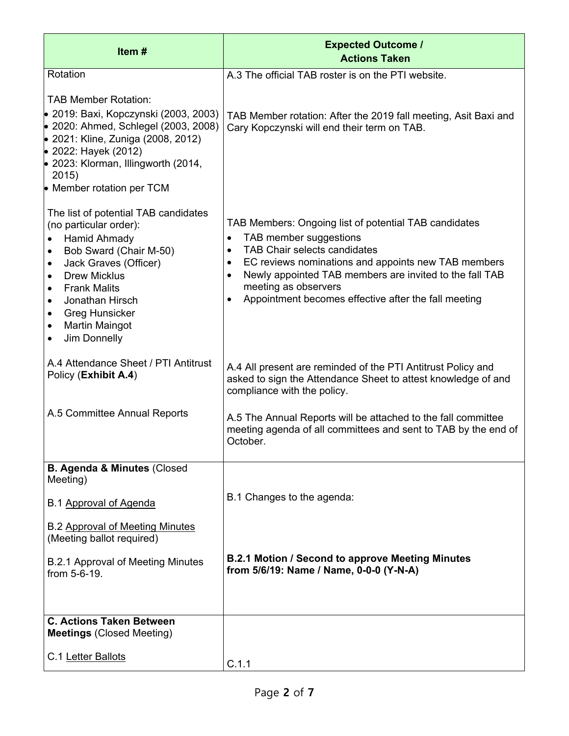| Item # | Expected Outcome / Actions Taken |
|---|---|
| Rotation<br><br>TAB Member Rotation:<br>• 2019: Baxi, Kopczynski (2003, 2003)<br>• 2020: Ahmed, Schlegel (2003, 2008)<br>• 2021: Kline, Zuniga (2008, 2012)<br>• 2022: Hayek (2012)<br>• 2023: Klorman, Illingworth (2014, 2015)<br>• Member rotation per TCM<br><br>The list of potential TAB candidates (no particular order):<br>• Hamid Ahmady<br>• Bob Sward (Chair M-50)<br>• Jack Graves (Officer)<br>• Drew Micklus<br>• Frank Malits<br>• Jonathan Hirsch<br>• Greg Hunsicker<br>• Martin Maingot<br>• Jim Donnelly<br><br>A.4 Attendance Sheet / PTI Antitrust Policy (**Exhibit A.4**)<br><br>A.5 Committee Annual Reports | A.3 The official TAB roster is on the PTI website.<br><br>TAB Member rotation: After the 2019 fall meeting, Asit Baxi and Cary Kopczynski will end their term on TAB.<br><br>TAB Members: Ongoing list of potential TAB candidates<br>• TAB member suggestions<br>• TAB Chair selects candidates<br>• EC reviews nominations and appoints new TAB members<br>• Newly appointed TAB members are invited to the fall TAB meeting as observers<br>• Appointment becomes effective after the fall meeting<br><br>A.4 All present are reminded of the PTI Antitrust Policy and asked to sign the Attendance Sheet to attest knowledge of and compliance with the policy.<br><br>A.5 The Annual Reports will be attached to the fall committee meeting agenda of all committees and sent to TAB by the end of October. |
| **B. Agenda & Minutes** (Closed Meeting)<br><br>B.1 Approval of Agenda<br><br>B.2 Approval of Meeting Minutes (Meeting ballot required)<br><br>B.2.1 Approval of Meeting Minutes from 5-6-19. | B.1 Changes to the agenda:<br><br>**B.2.1 Motion / Second to approve Meeting Minutes from 5/6/19: Name / Name, 0-0-0 (Y-N-A)** |
| **C. Actions Taken Between Meetings** (Closed Meeting)<br><br>C.1 Letter Ballots | C.1.1 |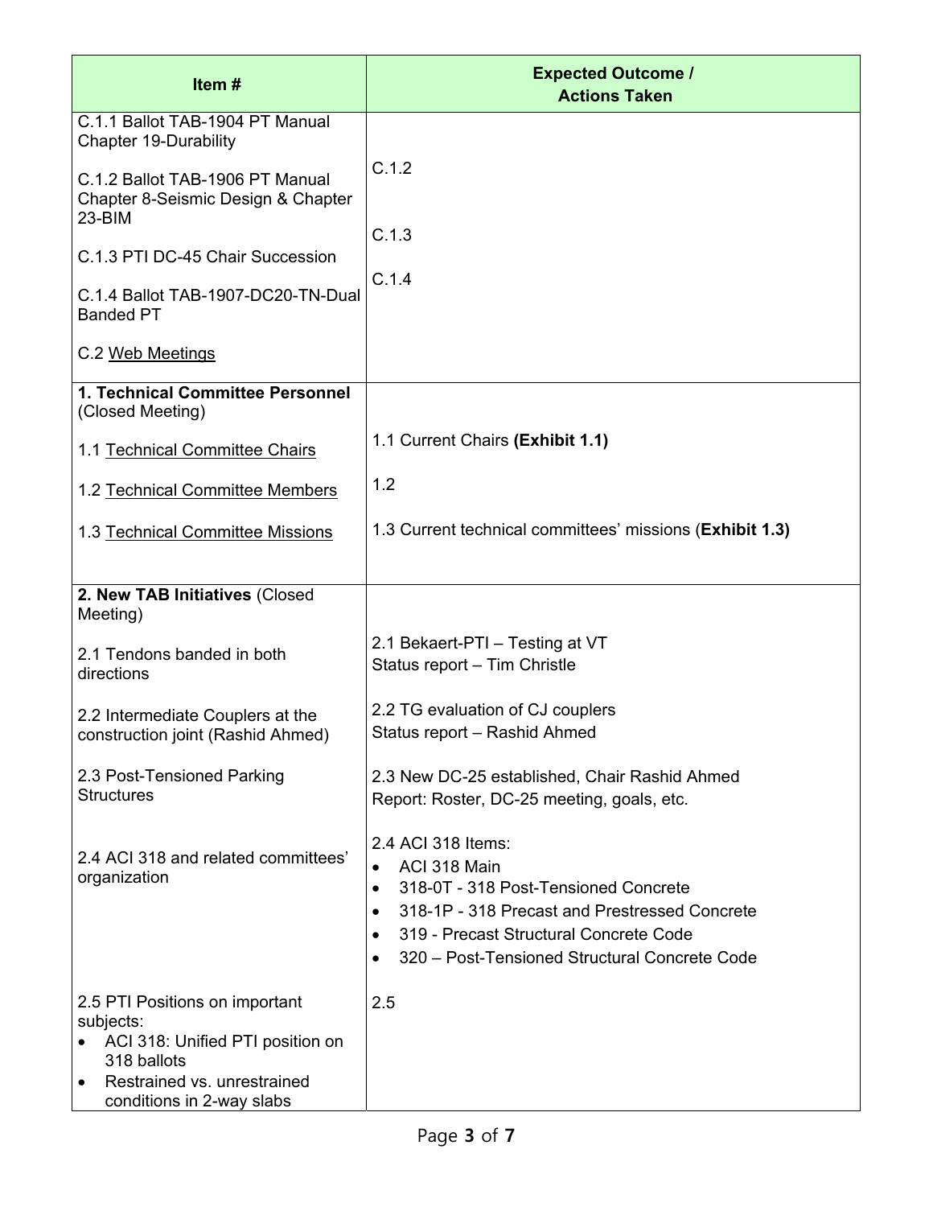| Item # | Expected Outcome / Actions Taken |
| --- | --- |
| C.1.1 Ballot TAB-1904 PT Manual Chapter 19-Durability<br><br>C.1.2 Ballot TAB-1906 PT Manual Chapter 8-Seismic Design & Chapter 23-BIM<br><br>C.1.3 PTI DC-45 Chair Succession<br><br>C.1.4 Ballot TAB-1907-DC20-TN-Dual Banded PT<br><br>C.2 Web Meetings | C.1.2<br><br>C.1.3<br><br>C.1.4 |
| **1. Technical Committee Personnel** (Closed Meeting)<br><br>1.1 Technical Committee Chairs<br><br>1.2 Technical Committee Members<br><br>1.3 Technical Committee Missions | 1.1 Current Chairs **(Exhibit 1.1)**<br><br>1.2<br><br>1.3 Current technical committees' missions (**Exhibit 1.3)** |
| **2. New TAB Initiatives** (Closed Meeting)<br><br>2.1 Tendons banded in both directions<br><br>2.2 Intermediate Couplers at the construction joint (Rashid Ahmed)<br><br>2.3 Post-Tensioned Parking Structures<br><br>2.4 ACI 318 and related committees' organization<br><br>2.5 PTI Positions on important subjects:<br>• ACI 318: Unified PTI position on 318 ballots<br>• Restrained vs. unrestrained conditions in 2-way slabs | 2.1 Bekaert-PTI – Testing at VT<br>Status report – Tim Christle<br><br>2.2 TG evaluation of CJ couplers<br>Status report – Rashid Ahmed<br><br>2.3 New DC-25 established, Chair Rashid Ahmed<br>Report: Roster, DC-25 meeting, goals, etc.<br><br>2.4 ACI 318 Items:<br>• ACI 318 Main<br>• 318-0T - 318 Post-Tensioned Concrete<br>• 318-1P - 318 Precast and Prestressed Concrete<br>• 319 - Precast Structural Concrete Code<br>• 320 – Post-Tensioned Structural Concrete Code<br><br>2.5 |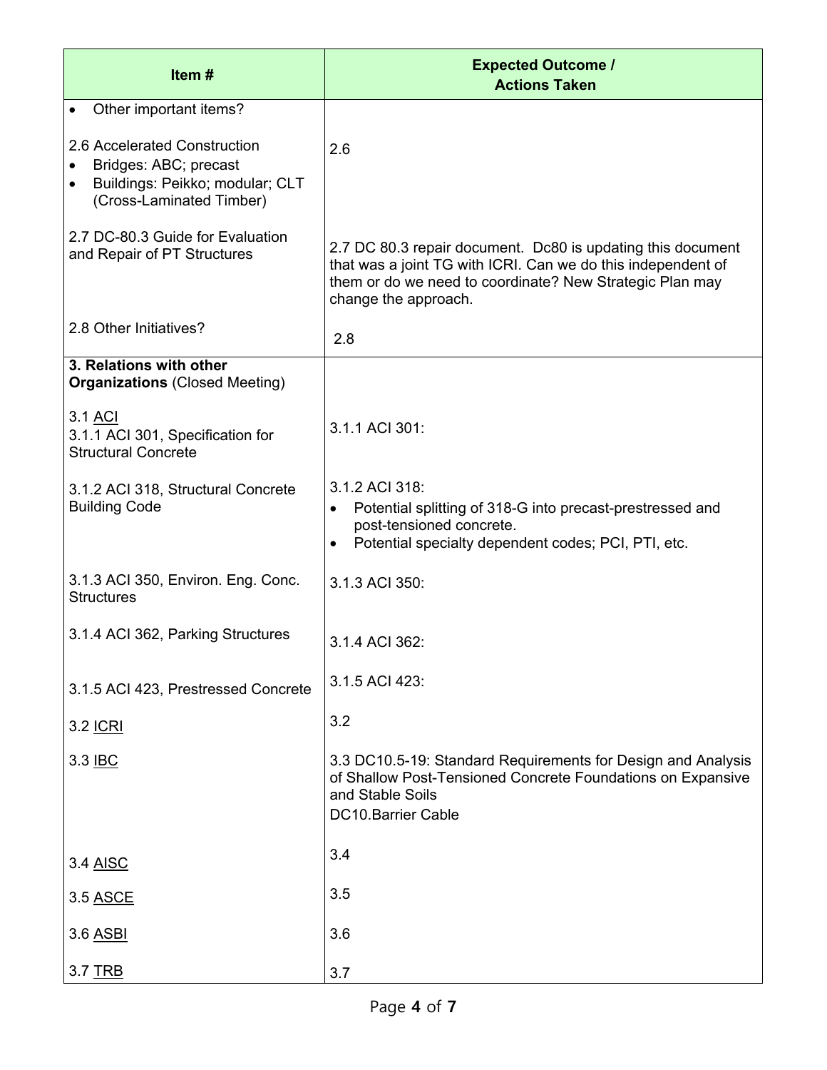| Item # | Expected Outcome / Actions Taken |
|---|---|
| • Other important items? | |
| 2.6 Accelerated Construction<br>• Bridges: ABC; precast<br>• Buildings: Peikko; modular; CLT (Cross-Laminated Timber) | 2.6 |
| 2.7 DC-80.3 Guide for Evaluation and Repair of PT Structures | 2.7 DC 80.3 repair document. Dc80 is updating this document that was a joint TG with ICRI. Can we do this independent of them or do we need to coordinate? New Strategic Plan may change the approach. |
| 2.8 Other Initiatives? | 2.8 |
| **3. Relations with other Organizations** (Closed Meeting) | |
| 3.1 ACI<br>3.1.1 ACI 301, Specification for Structural Concrete | 3.1.1 ACI 301: |
| 3.1.2 ACI 318, Structural Concrete Building Code | 3.1.2 ACI 318:<br>• Potential splitting of 318-G into precast-prestressed and post-tensioned concrete.<br>• Potential specialty dependent codes; PCI, PTI, etc. |
| 3.1.3 ACI 350, Environ. Eng. Conc. Structures | 3.1.3 ACI 350: |
| 3.1.4 ACI 362, Parking Structures | 3.1.4 ACI 362: |
| 3.1.5 ACI 423, Prestressed Concrete | 3.1.5 ACI 423: |
| 3.2 ICRI | 3.2 |
| 3.3 IBC | 3.3 DC10.5-19: Standard Requirements for Design and Analysis of Shallow Post-Tensioned Concrete Foundations on Expansive and Stable Soils<br>DC10.Barrier Cable |
| 3.4 AISC | 3.4 |
| 3.5 ASCE | 3.5 |
| 3.6 ASBI | 3.6 |
| 3.7 TRB | 3.7 |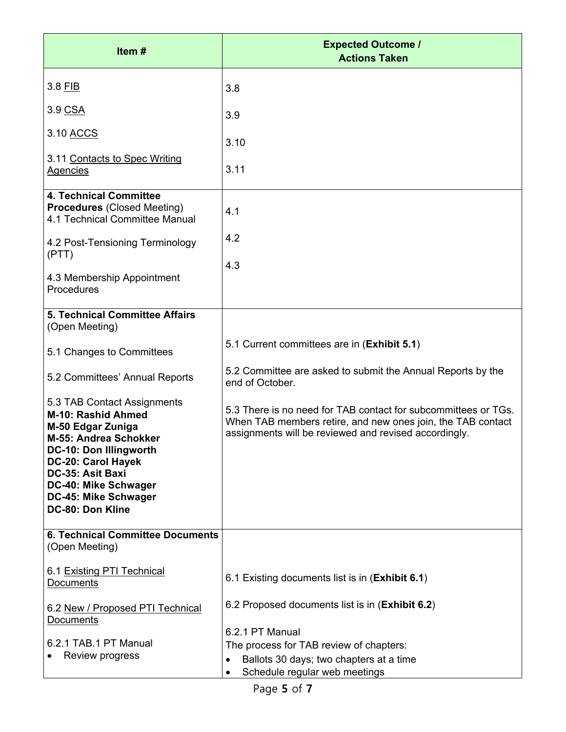| Item # | Expected Outcome / Actions Taken |
|---|---|
| 3.8 FIB<br><br>3.9 CSA<br><br>3.10 ACCS<br><br>3.11 Contacts to Spec Writing Agencies | 3.8<br><br>3.9<br><br>3.10<br><br>3.11 |
| **4. Technical Committee Procedures** (Closed Meeting)<br>4.1 Technical Committee Manual<br><br>4.2 Post-Tensioning Terminology (PTT)<br><br>4.3 Membership Appointment Procedures | 4.1<br><br>4.2<br><br>4.3 |
| **5. Technical Committee Affairs** (Open Meeting)<br><br>5.1 Changes to Committees<br><br>5.2 Committees' Annual Reports<br><br>5.3 TAB Contact Assignments<br>**M-10: Rashid Ahmed**<br>**M-50 Edgar Zuniga**<br>**M-55: Andrea Schokker**<br>**DC-10: Don Illingworth**<br>**DC-20: Carol Hayek**<br>**DC-35: Asit Baxi**<br>**DC-40: Mike Schwager**<br>**DC-45: Mike Schwager**<br>**DC-80: Don Kline** | 5.1 Current committees are in (**Exhibit 5.1**)<br><br>5.2 Committee are asked to submit the Annual Reports by the end of October.<br><br>5.3 There is no need for TAB contact for subcommittees or TGs. When TAB members retire, and new ones join, the TAB contact assignments will be reviewed and revised accordingly. |
| **6. Technical Committee Documents** (Open Meeting)<br><br>6.1 Existing PTI Technical Documents<br><br>6.2 New / Proposed PTI Technical Documents<br><br>6.2.1 TAB.1 PT Manual<br>• Review progress | 6.1 Existing documents list is in (**Exhibit 6.1**)<br><br>6.2 Proposed documents list is in (**Exhibit 6.2**)<br><br>6.2.1 PT Manual<br>The process for TAB review of chapters:<br>• Ballots 30 days; two chapters at a time<br>• Schedule regular web meetings |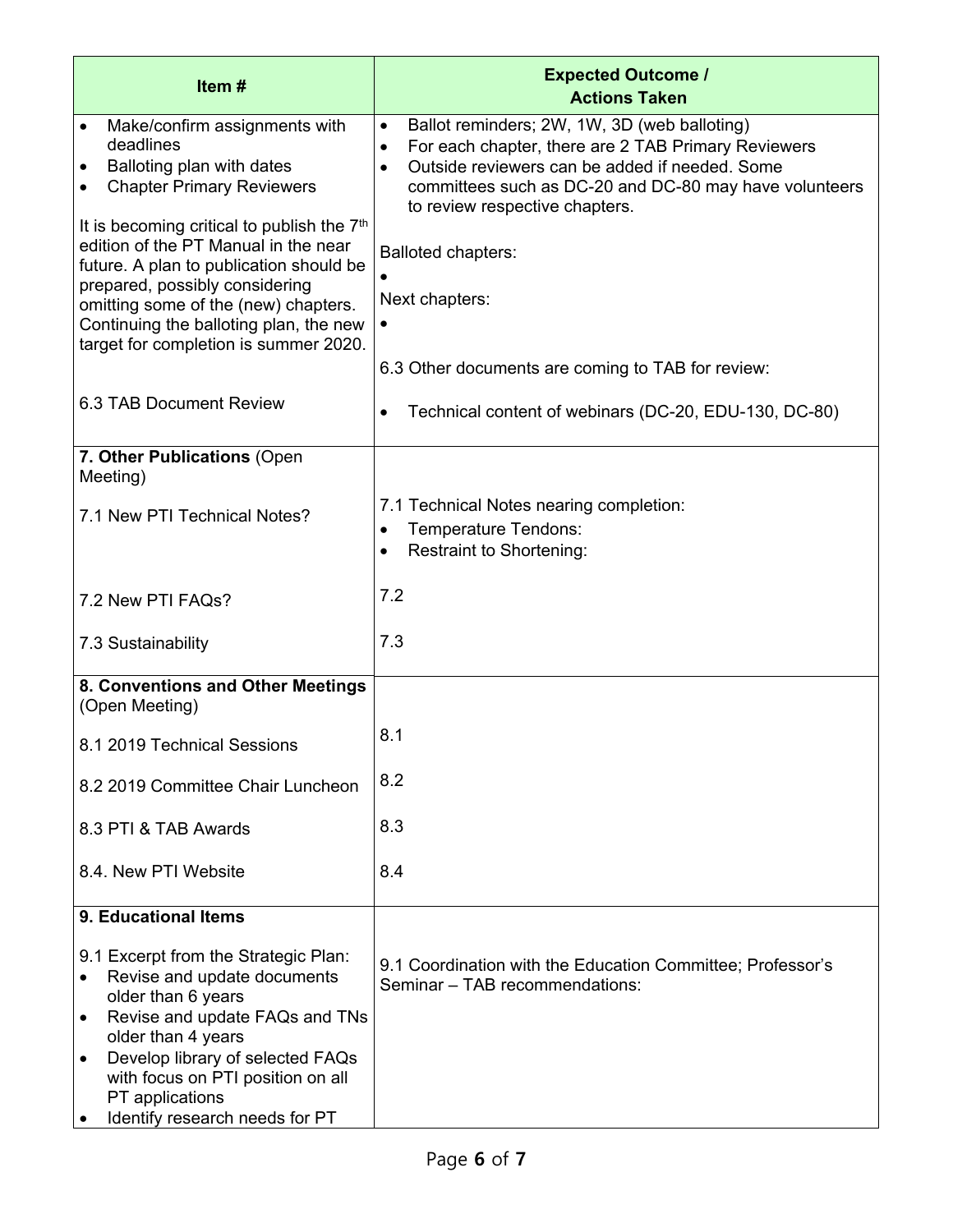| Item # | Expected Outcome / Actions Taken |
| --- | --- |
| • Make/confirm assignments with deadlines<br>• Balloting plan with dates<br>• Chapter Primary Reviewers<br><br>It is becoming critical to publish the 7th edition of the PT Manual in the near future. A plan to publication should be prepared, possibly considering omitting some of the (new) chapters. Continuing the balloting plan, the new target for completion is summer 2020.<br><br>6.3 TAB Document Review | • Ballot reminders; 2W, 1W, 3D (web balloting)<br>• For each chapter, there are 2 TAB Primary Reviewers<br>• Outside reviewers can be added if needed. Some committees such as DC-20 and DC-80 may have volunteers to review respective chapters.<br><br>Balloted chapters:<br>•<br>Next chapters:<br>•<br><br>6.3 Other documents are coming to TAB for review:<br><br>• Technical content of webinars (DC-20, EDU-130, DC-80) |
| **7. Other Publications** (Open Meeting)<br><br>7.1 New PTI Technical Notes?<br><br>7.2 New PTI FAQs?<br><br>7.3 Sustainability | 7.1 Technical Notes nearing completion:<br>• Temperature Tendons:<br>• Restraint to Shortening:<br><br>7.2<br><br>7.3 |
| **8. Conventions and Other Meetings** (Open Meeting)<br><br>8.1 2019 Technical Sessions<br><br>8.2 2019 Committee Chair Luncheon<br><br>8.3 PTI & TAB Awards<br><br>8.4. New PTI Website | 8.1<br><br>8.2<br><br>8.3<br><br>8.4 |
| **9. Educational Items**<br><br>9.1 Excerpt from the Strategic Plan:<br>• Revise and update documents older than 6 years<br>• Revise and update FAQs and TNs older than 4 years<br>• Develop library of selected FAQs with focus on PTI position on all PT applications<br>• Identify research needs for PT | 9.1 Coordination with the Education Committee; Professor's Seminar – TAB recommendations: |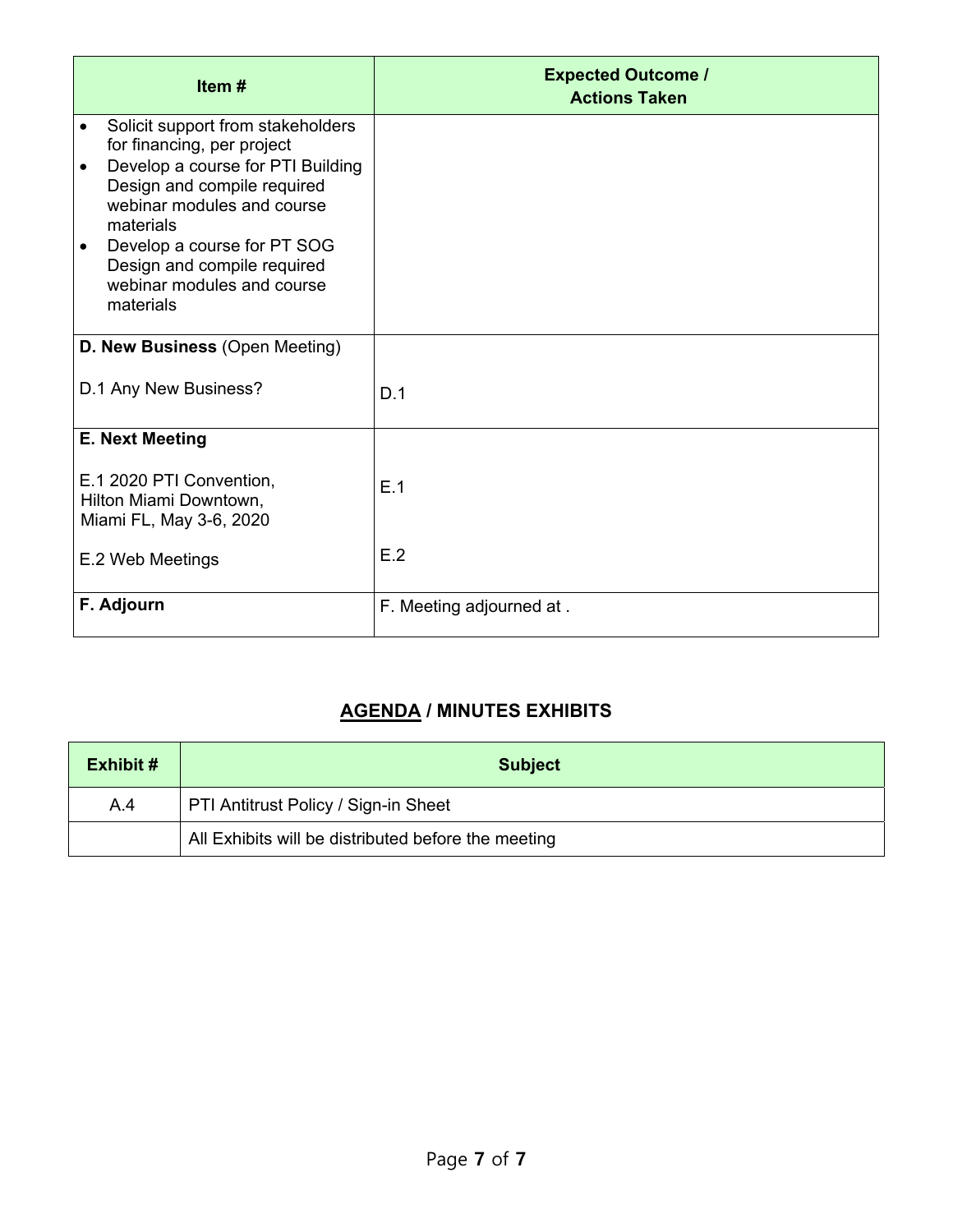| Item # | Expected Outcome / Actions Taken |
|---|---|
| • Solicit support from stakeholders for financing, per project<br>• Develop a course for PTI Building Design and compile required webinar modules and course materials<br>• Develop a course for PT SOG Design and compile required webinar modules and course materials | |
| **D. New Business** (Open Meeting)<br><br>D.1 Any New Business? | D.1 |
| **E. Next Meeting**<br><br>E.1 2020 PTI Convention, Hilton Miami Downtown, Miami FL, May 3-6, 2020<br><br>E.2 Web Meetings | E.1<br><br>E.2 |
| **F. Adjourn** | F. Meeting adjourned at . |

## <u>AGENDA</u> / MINUTES EXHIBITS

| Exhibit # | Subject |
|---|---|
| A.4 | PTI Antitrust Policy / Sign-in Sheet |
| | All Exhibits will be distributed before the meeting |